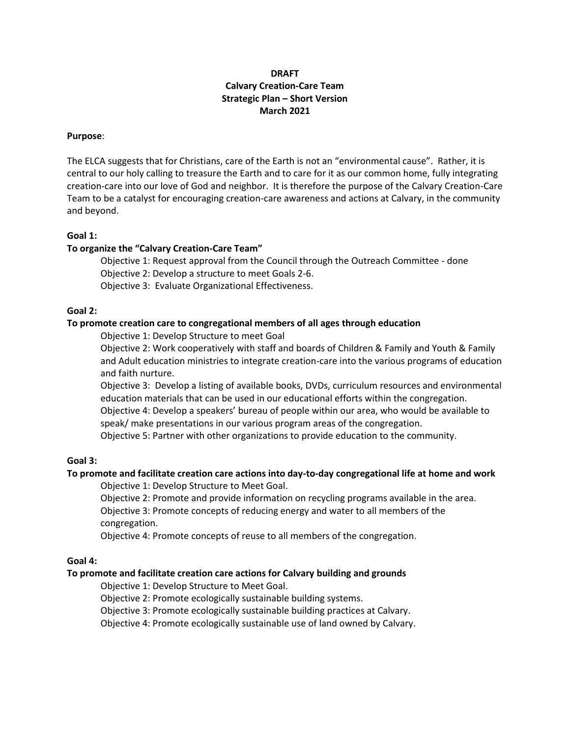**DRAFT**
**Calvary Creation-Care Team**
**Strategic Plan – Short Version**
**March 2021**

**Purpose**:

The ELCA suggests that for Christians, care of the Earth is not an "environmental cause". Rather, it is central to our holy calling to treasure the Earth and to care for it as our common home, fully integrating creation-care into our love of God and neighbor. It is therefore the purpose of the Calvary Creation-Care Team to be a catalyst for encouraging creation-care awareness and actions at Calvary, in the community and beyond.

**Goal 1:**
**To organize the "Calvary Creation-Care Team"**

Objective 1: Request approval from the Council through the Outreach Committee - done
Objective 2: Develop a structure to meet Goals 2-6.
Objective 3: Evaluate Organizational Effectiveness.

**Goal 2:**
**To promote creation care to congregational members of all ages through education**

Objective 1: Develop Structure to meet Goal
Objective 2: Work cooperatively with staff and boards of Children & Family and Youth & Family and Adult education ministries to integrate creation-care into the various programs of education and faith nurture.
Objective 3: Develop a listing of available books, DVDs, curriculum resources and environmental education materials that can be used in our educational efforts within the congregation.
Objective 4: Develop a speakers' bureau of people within our area, who would be available to speak/ make presentations in our various program areas of the congregation.
Objective 5: Partner with other organizations to provide education to the community.

**Goal 3:**
**To promote and facilitate creation care actions into day-to-day congregational life at home and work**

Objective 1: Develop Structure to Meet Goal.
Objective 2: Promote and provide information on recycling programs available in the area.
Objective 3: Promote concepts of reducing energy and water to all members of the congregation.
Objective 4: Promote concepts of reuse to all members of the congregation.

**Goal 4:**
**To promote and facilitate creation care actions for Calvary building and grounds**

Objective 1: Develop Structure to Meet Goal.
Objective 2: Promote ecologically sustainable building systems.
Objective 3: Promote ecologically sustainable building practices at Calvary.
Objective 4: Promote ecologically sustainable use of land owned by Calvary.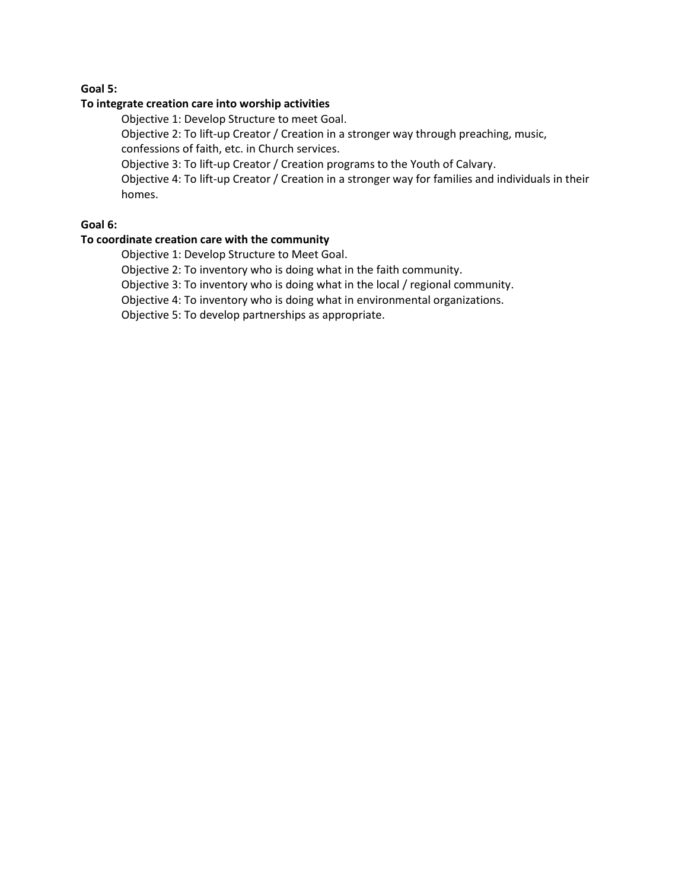**Goal 5:**
**To integrate creation care into worship activities**

Objective 1: Develop Structure to meet Goal.
Objective 2: To lift-up Creator / Creation in a stronger way through preaching, music, confessions of faith, etc. in Church services.
Objective 3: To lift-up Creator / Creation programs to the Youth of Calvary.
Objective 4: To lift-up Creator / Creation in a stronger way for families and individuals in their homes.

**Goal 6:**
**To coordinate creation care with the community**

Objective 1: Develop Structure to Meet Goal.
Objective 2: To inventory who is doing what in the faith community.
Objective 3: To inventory who is doing what in the local / regional community.
Objective 4: To inventory who is doing what in environmental organizations.
Objective 5: To develop partnerships as appropriate.